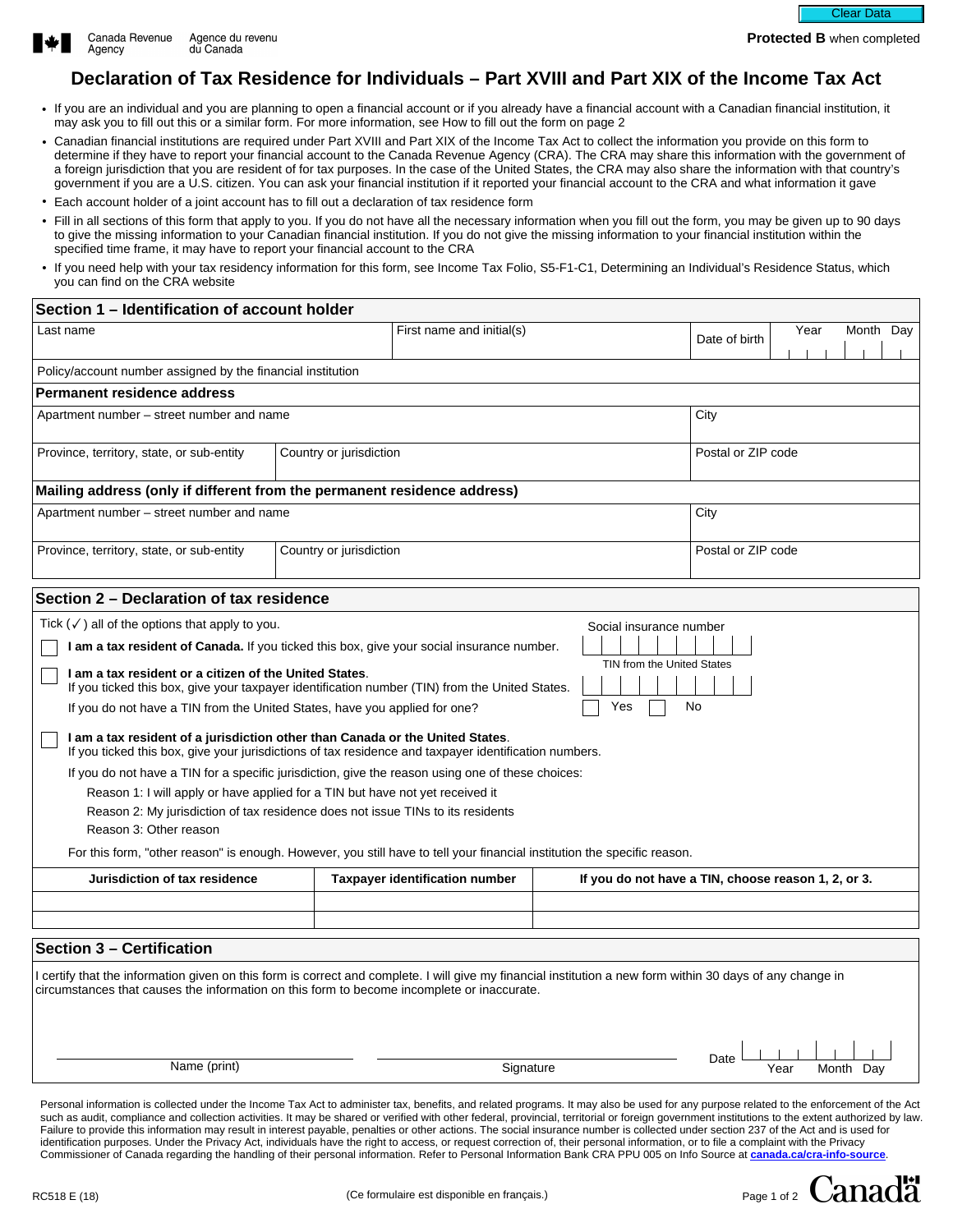Canada Revenue Agency / Agence du revenu du Canada

**Protected B** when completed

# Declaration of Tax Residence for Individuals – Part XVIII and Part XIX of the Income Tax Act

- If you are an individual and you are planning to open a financial account or if you already have a financial account with a Canadian financial institution, it may ask you to fill out this or a similar form. For more information, see How to fill out the form on page 2
- Canadian financial institutions are required under Part XVIII and Part XIX of the Income Tax Act to collect the information you provide on this form to determine if they have to report your financial account to the Canada Revenue Agency (CRA). The CRA may share this information with the government of a foreign jurisdiction that you are resident of for tax purposes. In the case of the United States, the CRA may also share the information with that country's government if you are a U.S. citizen. You can ask your financial institution if it reported your financial account to the CRA and what information it gave
- Each account holder of a joint account has to fill out a declaration of tax residence form
- Fill in all sections of this form that apply to you. If you do not have all the necessary information when you fill out the form, you may be given up to 90 days to give the missing information to your Canadian financial institution. If you do not give the missing information to your financial institution within the specified time frame, it may have to report your financial account to the CRA
- If you need help with your tax residency information for this form, see Income Tax Folio, S5-F1-C1, Determining an Individual's Residence Status, which you can find on the CRA website

## Section 1 – Identification of account holder

| Last name | First name and initial(s) | Date of birth (Year / Month / Day) |
|---|---|---|
| | | |

Policy/account number assigned by the financial institution

**Permanent residence address**

| Apartment number – street number and name | | City |
|---|---|---|
| | | |
| **Province, territory, state, or sub-entity** | **Country or jurisdiction** | **Postal or ZIP code** |
| | | |

**Mailing address (only if different from the permanent residence address)**

| Apartment number – street number and name | | City |
|---|---|---|
| | | |
| **Province, territory, state, or sub-entity** | **Country or jurisdiction** | **Postal or ZIP code** |
| | | |

## Section 2 – Declaration of tax residence

Tick (✓) all of the options that apply to you.

- ☐ **I am a tax resident of Canada.** If you ticked this box, give your social insurance number. Social insurance number: ____________
- ☐ **I am a tax resident or a citizen of the United States**. If you ticked this box, give your taxpayer identification number (TIN) from the United States. TIN from the United States: ____________

  If you do not have a TIN from the United States, have you applied for one? ☐ Yes ☐ No
- ☐ **I am a tax resident of a jurisdiction other than Canada or the United States**. If you ticked this box, give your jurisdictions of tax residence and taxpayer identification numbers.

  If you do not have a TIN for a specific jurisdiction, give the reason using one of these choices:

  Reason 1: I will apply or have applied for a TIN but have not yet received it

  Reason 2: My jurisdiction of tax residence does not issue TINs to its residents

  Reason 3: Other reason

  For this form, "other reason" is enough. However, you still have to tell your financial institution the specific reason.

| Jurisdiction of tax residence | Taxpayer identification number | If you do not have a TIN, choose reason 1, 2, or 3. |
|---|---|---|
| | | |
| | | |

## Section 3 – Certification

I certify that the information given on this form is correct and complete. I will give my financial institution a new form within 30 days of any change in circumstances that causes the information on this form to become incomplete or inaccurate.

| Name (print) | Signature | Date (Year / Month / Day) |
|---|---|---|
| | | |

Personal information is collected under the Income Tax Act to administer tax, benefits, and related programs. It may also be used for any purpose related to the enforcement of the Act such as audit, compliance and collection activities. It may be shared or verified with other federal, provincial, territorial or foreign government institutions to the extent authorized by law. Failure to provide this information may result in interest payable, penalties or other actions. The social insurance number is collected under section 237 of the Act and is used for identification purposes. Under the Privacy Act, individuals have the right to access, or request correction of, their personal information, or to file a complaint with the Privacy Commissioner of Canada regarding the handling of their personal information. Refer to Personal Information Bank CRA PPU 005 on Info Source at **canada.ca/cra-info-source**.

RC518 E (18) (Ce formulaire est disponible en français.)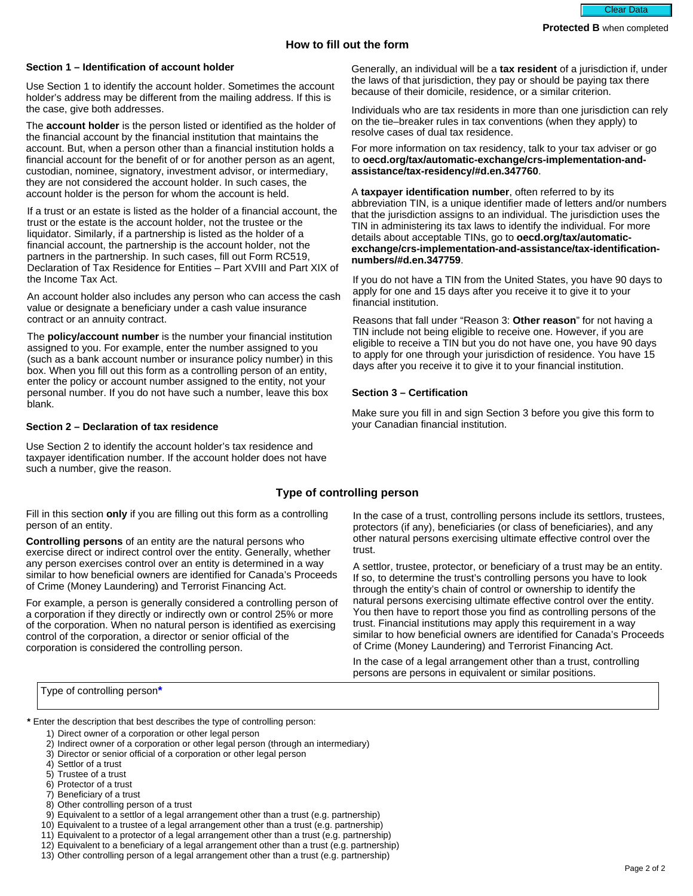Clear Data

**Protected B** when completed

## How to fill out the form

### Section 1 – Identification of account holder

Use Section 1 to identify the account holder. Sometimes the account holder's address may be different from the mailing address. If this is the case, give both addresses.

The **account holder** is the person listed or identified as the holder of the financial account by the financial institution that maintains the account. But, when a person other than a financial institution holds a financial account for the benefit of or for another person as an agent, custodian, nominee, signatory, investment advisor, or intermediary, they are not considered the account holder. In such cases, the account holder is the person for whom the account is held.

If a trust or an estate is listed as the holder of a financial account, the trust or the estate is the account holder, not the trustee or the liquidator. Similarly, if a partnership is listed as the holder of a financial account, the partnership is the account holder, not the partners in the partnership. In such cases, fill out Form RC519, Declaration of Tax Residence for Entities – Part XVIII and Part XIX of the Income Tax Act.

An account holder also includes any person who can access the cash value or designate a beneficiary under a cash value insurance contract or an annuity contract.

The **policy/account number** is the number your financial institution assigned to you. For example, enter the number assigned to you (such as a bank account number or insurance policy number) in this box. When you fill out this form as a controlling person of an entity, enter the policy or account number assigned to the entity, not your personal number. If you do not have such a number, leave this box blank.

### Section 2 – Declaration of tax residence

Use Section 2 to identify the account holder's tax residence and taxpayer identification number. If the account holder does not have such a number, give the reason.

Generally, an individual will be a **tax resident** of a jurisdiction if, under the laws of that jurisdiction, they pay or should be paying tax there because of their domicile, residence, or a similar criterion.

Individuals who are tax residents in more than one jurisdiction can rely on the tie–breaker rules in tax conventions (when they apply) to resolve cases of dual tax residence.

For more information on tax residency, talk to your tax adviser or go to **oecd.org/tax/automatic-exchange/crs-implementation-and-assistance/tax-residency/#d.en.347760**.

A **taxpayer identification number**, often referred to by its abbreviation TIN, is a unique identifier made of letters and/or numbers that the jurisdiction assigns to an individual. The jurisdiction uses the TIN in administering its tax laws to identify the individual. For more details about acceptable TINs, go to **oecd.org/tax/automatic-exchange/crs-implementation-and-assistance/tax-identification-numbers/#d.en.347759**.

If you do not have a TIN from the United States, you have 90 days to apply for one and 15 days after you receive it to give it to your financial institution.

Reasons that fall under "Reason 3: **Other reason**" for not having a TIN include not being eligible to receive one. However, if you are eligible to receive a TIN but you do not have one, you have 90 days to apply for one through your jurisdiction of residence. You have 15 days after you receive it to give it to your financial institution.

### Section 3 – Certification

Make sure you fill in and sign Section 3 before you give this form to your Canadian financial institution.

## Type of controlling person

Fill in this section **only** if you are filling out this form as a controlling person of an entity.

**Controlling persons** of an entity are the natural persons who exercise direct or indirect control over the entity. Generally, whether any person exercises control over an entity is determined in a way similar to how beneficial owners are identified for Canada's Proceeds of Crime (Money Laundering) and Terrorist Financing Act.

For example, a person is generally considered a controlling person of a corporation if they directly or indirectly own or control 25% or more of the corporation. When no natural person is identified as exercising control of the corporation, a director or senior official of the corporation is considered the controlling person.

In the case of a trust, controlling persons include its settlors, trustees, protectors (if any), beneficiaries (or class of beneficiaries), and any other natural persons exercising ultimate effective control over the trust.

A settlor, trustee, protector, or beneficiary of a trust may be an entity. If so, to determine the trust's controlling persons you have to look through the entity's chain of control or ownership to identify the natural persons exercising ultimate effective control over the entity. You then have to report those you find as controlling persons of the trust. Financial institutions may apply this requirement in a way similar to how beneficial owners are identified for Canada's Proceeds of Crime (Money Laundering) and Terrorist Financing Act.

In the case of a legal arrangement other than a trust, controlling persons are persons in equivalent or similar positions.

Type of controlling person*

\* Enter the description that best describes the type of controlling person:

1) Direct owner of a corporation or other legal person
2) Indirect owner of a corporation or other legal person (through an intermediary)
3) Director or senior official of a corporation or other legal person
4) Settlor of a trust
5) Trustee of a trust
6) Protector of a trust
7) Beneficiary of a trust
8) Other controlling person of a trust
9) Equivalent to a settlor of a legal arrangement other than a trust (e.g. partnership)
10) Equivalent to a trustee of a legal arrangement other than a trust (e.g. partnership)
11) Equivalent to a protector of a legal arrangement other than a trust (e.g. partnership)
12) Equivalent to a beneficiary of a legal arrangement other than a trust (e.g. partnership)
13) Other controlling person of a legal arrangement other than a trust (e.g. partnership)